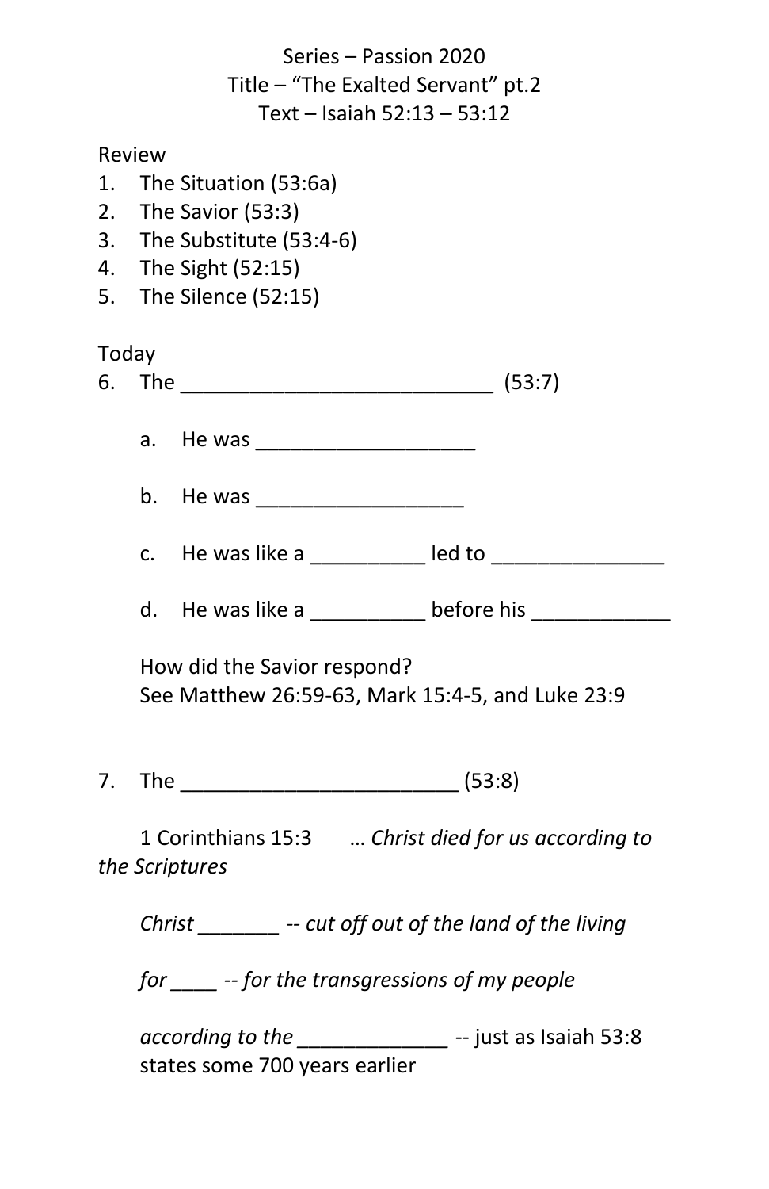Series – Passion 2020
Title – "The Exalted Servant" pt.2
Text – Isaiah 52:13 – 53:12

Review

1. The Situation (53:6a)
2. The Savior (53:3)
3. The Substitute (53:4-6)
4. The Sight (52:15)
5. The Silence (52:15)

Today

6. The ____________________________ (53:7)

   a. He was ____________________

   b. He was ___________________

   c. He was like a __________ led to _______________

   d. He was like a __________ before his ____________

   How did the Savior respond?
   See Matthew 26:59-63, Mark 15:4-5, and Luke 23:9

7. The _________________________ (53:8)

   1 Corinthians 15:3 … *Christ died for us according to the Scriptures*

   *Christ _______ -- cut off out of the land of the living*

   *for ____ -- for the transgressions of my people*

   *according to the _____________* -- just as Isaiah 53:8 states some 700 years earlier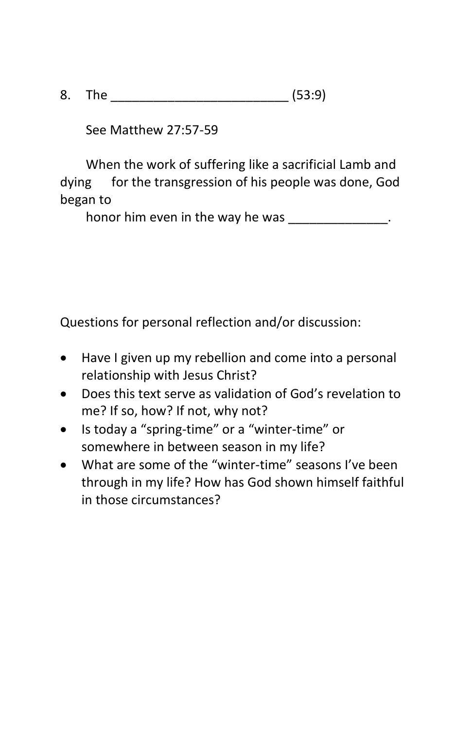8. The _________________________ (53:9)

See Matthew 27:57-59

When the work of suffering like a sacrificial Lamb and dying for the transgression of his people was done, God began to honor him even in the way he was ______________.

Questions for personal reflection and/or discussion:

- Have I given up my rebellion and come into a personal relationship with Jesus Christ?
- Does this text serve as validation of God's revelation to me? If so, how? If not, why not?
- Is today a "spring-time" or a "winter-time" or somewhere in between season in my life?
- What are some of the "winter-time" seasons I've been through in my life? How has God shown himself faithful in those circumstances?